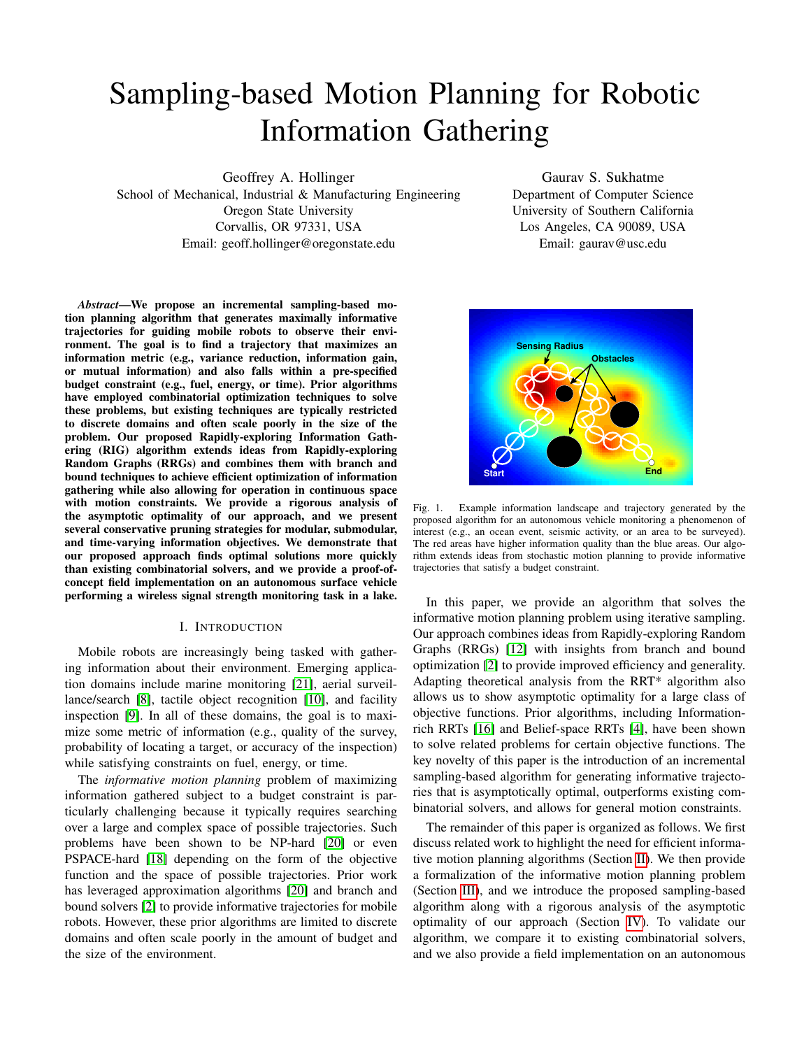# Sampling-based Motion Planning for Robotic Information Gathering

Geoffrey A. Hollinger
School of Mechanical, Industrial & Manufacturing Engineering
Oregon State University
Corvallis, OR 97331, USA
Email: geoff.hollinger@oregonstate.edu

Gaurav S. Sukhatme
Department of Computer Science
University of Southern California
Los Angeles, CA 90089, USA
Email: gaurav@usc.edu

***Abstract*—We propose an incremental sampling-based motion planning algorithm that generates maximally informative trajectories for guiding mobile robots to observe their environment. The goal is to find a trajectory that maximizes an information metric (e.g., variance reduction, information gain, or mutual information) and also falls within a pre-specified budget constraint (e.g., fuel, energy, or time). Prior algorithms have employed combinatorial optimization techniques to solve these problems, but existing techniques are typically restricted to discrete domains and often scale poorly in the size of the problem. Our proposed Rapidly-exploring Information Gathering (RIG) algorithm extends ideas from Rapidly-exploring Random Graphs (RRGs) and combines them with branch and bound techniques to achieve efficient optimization of information gathering while also allowing for operation in continuous space with motion constraints. We provide a rigorous analysis of the asymptotic optimality of our approach, and we present several conservative pruning strategies for modular, submodular, and time-varying information objectives. We demonstrate that our proposed approach finds optimal solutions more quickly than existing combinatorial solvers, and we provide a proof-of-concept field implementation on an autonomous surface vehicle performing a wireless signal strength monitoring task in a lake.**

## I. Introduction

Mobile robots are increasingly being tasked with gathering information about their environment. Emerging application domains include marine monitoring [21], aerial surveillance/search [8], tactile object recognition [10], and facility inspection [9]. In all of these domains, the goal is to maximize some metric of information (e.g., quality of the survey, probability of locating a target, or accuracy of the inspection) while satisfying constraints on fuel, energy, or time.

The *informative motion planning* problem of maximizing information gathered subject to a budget constraint is particularly challenging because it typically requires searching over a large and complex space of possible trajectories. Such problems have been shown to be NP-hard [20] or even PSPACE-hard [18] depending on the form of the objective function and the space of possible trajectories. Prior work has leveraged approximation algorithms [20] and branch and bound solvers [2] to provide informative trajectories for mobile robots. However, these prior algorithms are limited to discrete domains and often scale poorly in the amount of budget and the size of the environment.

Fig. 1. Example information landscape and trajectory generated by the proposed algorithm for an autonomous vehicle monitoring a phenomenon of interest (e.g., an ocean event, seismic activity, or an area to be surveyed). The red areas have higher information quality than the blue areas. Our algorithm extends ideas from stochastic motion planning to provide informative trajectories that satisfy a budget constraint.

In this paper, we provide an algorithm that solves the informative motion planning problem using iterative sampling. Our approach combines ideas from Rapidly-exploring Random Graphs (RRGs) [12] with insights from branch and bound optimization [2] to provide improved efficiency and generality. Adapting theoretical analysis from the RRT* algorithm also allows us to show asymptotic optimality for a large class of objective functions. Prior algorithms, including Information-rich RRTs [16] and Belief-space RRTs [4], have been shown to solve related problems for certain objective functions. The key novelty of this paper is the introduction of an incremental sampling-based algorithm for generating informative trajectories that is asymptotically optimal, outperforms existing combinatorial solvers, and allows for general motion constraints.

The remainder of this paper is organized as follows. We first discuss related work to highlight the need for efficient informative motion planning algorithms (Section II). We then provide a formalization of the informative motion planning problem (Section III), and we introduce the proposed sampling-based algorithm along with a rigorous analysis of the asymptotic optimality of our approach (Section IV). To validate our algorithm, we compare it to existing combinatorial solvers, and we also provide a field implementation on an autonomous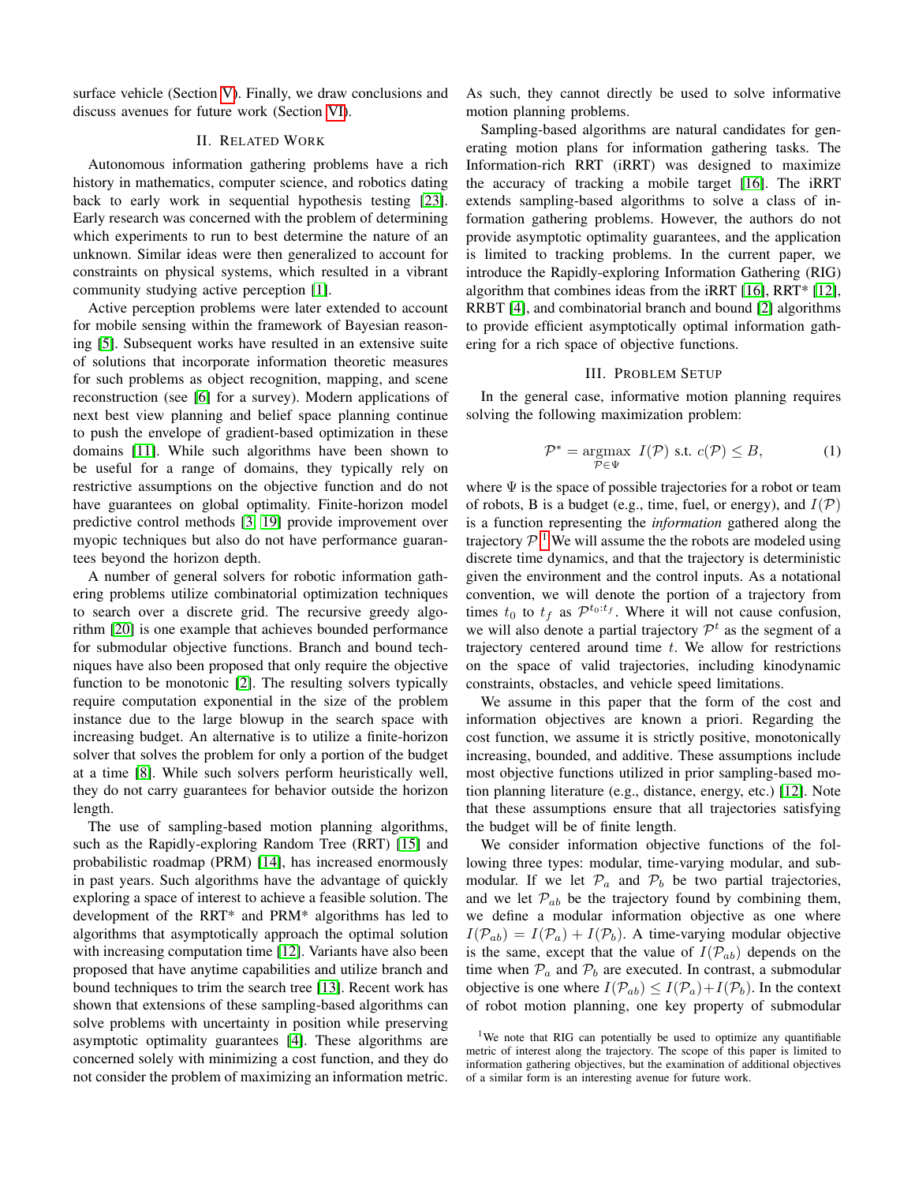surface vehicle (Section V). Finally, we draw conclusions and discuss avenues for future work (Section VI).

## II. Related Work

Autonomous information gathering problems have a rich history in mathematics, computer science, and robotics dating back to early work in sequential hypothesis testing [23]. Early research was concerned with the problem of determining which experiments to run to best determine the nature of an unknown. Similar ideas were then generalized to account for constraints on physical systems, which resulted in a vibrant community studying active perception [1].

Active perception problems were later extended to account for mobile sensing within the framework of Bayesian reasoning [5]. Subsequent works have resulted in an extensive suite of solutions that incorporate information theoretic measures for such problems as object recognition, mapping, and scene reconstruction (see [6] for a survey). Modern applications of next best view planning and belief space planning continue to push the envelope of gradient-based optimization in these domains [11]. While such algorithms have been shown to be useful for a range of domains, they typically rely on restrictive assumptions on the objective function and do not have guarantees on global optimality. Finite-horizon model predictive control methods [3, 19] provide improvement over myopic techniques but also do not have performance guarantees beyond the horizon depth.

A number of general solvers for robotic information gathering problems utilize combinatorial optimization techniques to search over a discrete grid. The recursive greedy algorithm [20] is one example that achieves bounded performance for submodular objective functions. Branch and bound techniques have also been proposed that only require the objective function to be monotonic [2]. The resulting solvers typically require computation exponential in the size of the problem instance due to the large blowup in the search space with increasing budget. An alternative is to utilize a finite-horizon solver that solves the problem for only a portion of the budget at a time [8]. While such solvers perform heuristically well, they do not carry guarantees for behavior outside the horizon length.

The use of sampling-based motion planning algorithms, such as the Rapidly-exploring Random Tree (RRT) [15] and probabilistic roadmap (PRM) [14], has increased enormously in past years. Such algorithms have the advantage of quickly exploring a space of interest to achieve a feasible solution. The development of the RRT* and PRM* algorithms has led to algorithms that asymptotically approach the optimal solution with increasing computation time [12]. Variants have also been proposed that have anytime capabilities and utilize branch and bound techniques to trim the search tree [13]. Recent work has shown that extensions of these sampling-based algorithms can solve problems with uncertainty in position while preserving asymptotic optimality guarantees [4]. These algorithms are concerned solely with minimizing a cost function, and they do not consider the problem of maximizing an information metric. As such, they cannot directly be used to solve informative motion planning problems.

Sampling-based algorithms are natural candidates for generating motion plans for information gathering tasks. The Information-rich RRT (iRRT) was designed to maximize the accuracy of tracking a mobile target [16]. The iRRT extends sampling-based algorithms to solve a class of information gathering problems. However, the authors do not provide asymptotic optimality guarantees, and the application is limited to tracking problems. In the current paper, we introduce the Rapidly-exploring Information Gathering (RIG) algorithm that combines ideas from the iRRT [16], RRT* [12], RRBT [4], and combinatorial branch and bound [2] algorithms to provide efficient asymptotically optimal information gathering for a rich space of objective functions.

## III. Problem Setup

In the general case, informative motion planning requires solving the following maximization problem:

$$\mathcal{P}^* = \underset{\mathcal{P} \in \Psi}{\operatorname{argmax}} \ I(\mathcal{P}) \text{ s.t. } c(\mathcal{P}) \leq B, \tag{1}$$

where $\Psi$ is the space of possible trajectories for a robot or team of robots, B is a budget (e.g., time, fuel, or energy), and $I(\mathcal{P})$ is a function representing the *information* gathered along the trajectory $\mathcal{P}$.[1] We will assume the the robots are modeled using discrete time dynamics, and that the trajectory is deterministic given the environment and the control inputs. As a notational convention, we will denote the portion of a trajectory from times $t_0$ to $t_f$ as $\mathcal{P}^{t_0:t_f}$. Where it will not cause confusion, we will also denote a partial trajectory $\mathcal{P}^t$ as the segment of a trajectory centered around time $t$. We allow for restrictions on the space of valid trajectories, including kinodynamic constraints, obstacles, and vehicle speed limitations.

We assume in this paper that the form of the cost and information objectives are known a priori. Regarding the cost function, we assume it is strictly positive, monotonically increasing, bounded, and additive. These assumptions include most objective functions utilized in prior sampling-based motion planning literature (e.g., distance, energy, etc.) [12]. Note that these assumptions ensure that all trajectories satisfying the budget will be of finite length.

We consider information objective functions of the following three types: modular, time-varying modular, and submodular. If we let $\mathcal{P}_a$ and $\mathcal{P}_b$ be two partial trajectories, and we let $\mathcal{P}_{ab}$ be the trajectory found by combining them, we define a modular information objective as one where $I(\mathcal{P}_{ab}) = I(\mathcal{P}_a) + I(\mathcal{P}_b)$. A time-varying modular objective is the same, except that the value of $I(\mathcal{P}_{ab})$ depends on the time when $\mathcal{P}_a$ and $\mathcal{P}_b$ are executed. In contrast, a submodular objective is one where $I(\mathcal{P}_{ab}) \leq I(\mathcal{P}_a) + I(\mathcal{P}_b)$. In the context of robot motion planning, one key property of submodular

[1] We note that RIG can potentially be used to optimize any quantifiable metric of interest along the trajectory. The scope of this paper is limited to information gathering objectives, but the examination of additional objectives of a similar form is an interesting avenue for future work.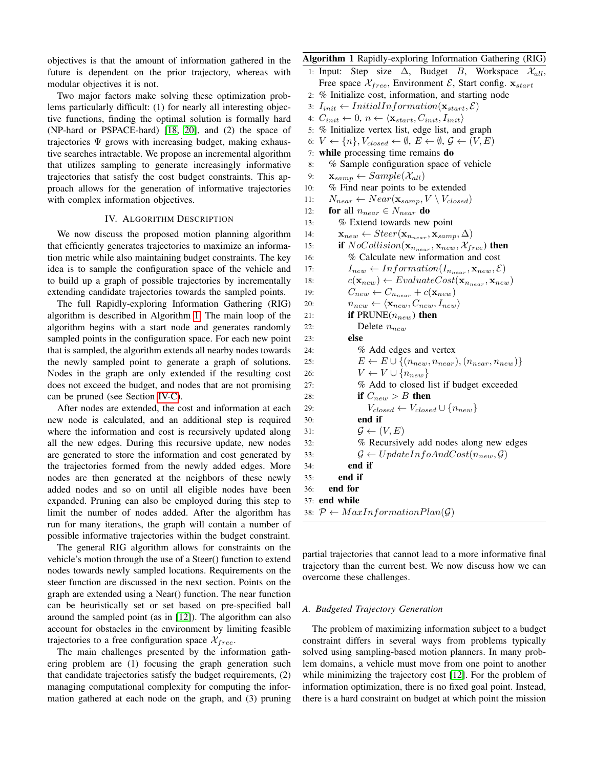objectives is that the amount of information gathered in the future is dependent on the prior trajectory, whereas with modular objectives it is not.

Two major factors make solving these optimization problems particularly difficult: (1) for nearly all interesting objective functions, finding the optimal solution is formally hard (NP-hard or PSPACE-hard) [18, 20], and (2) the space of trajectories $\Psi$ grows with increasing budget, making exhaustive searches intractable. We propose an incremental algorithm that utilizes sampling to generate increasingly informative trajectories that satisfy the cost budget constraints. This approach allows for the generation of informative trajectories with complex information objectives.

## IV. Algorithm Description

We now discuss the proposed motion planning algorithm that efficiently generates trajectories to maximize an information metric while also maintaining budget constraints. The key idea is to sample the configuration space of the vehicle and to build up a graph of possible trajectories by incrementally extending candidate trajectories towards the sampled points.

The full Rapidly-exploring Information Gathering (RIG) algorithm is described in Algorithm 1. The main loop of the algorithm begins with a start node and generates randomly sampled points in the configuration space. For each new point that is sampled, the algorithm extends all nearby nodes towards the newly sampled point to generate a graph of solutions. Nodes in the graph are only extended if the resulting cost does not exceed the budget, and nodes that are not promising can be pruned (see Section IV-C).

After nodes are extended, the cost and information at each new node is calculated, and an additional step is required where the information and cost is recursively updated along all the new edges. During this recursive update, new nodes are generated to store the information and cost generated by the trajectories formed from the newly added edges. More nodes are then generated at the neighbors of these newly added nodes and so on until all eligible nodes have been expanded. Pruning can also be employed during this step to limit the number of nodes added. After the algorithm has run for many iterations, the graph will contain a number of possible informative trajectories within the budget constraint.

The general RIG algorithm allows for constraints on the vehicle's motion through the use of a Steer() function to extend nodes towards newly sampled locations. Requirements on the steer function are discussed in the next section. Points on the graph are extended using a Near() function. The near function can be heuristically set or set based on pre-specified ball around the sampled point (as in [12]). The algorithm can also account for obstacles in the environment by limiting feasible trajectories to a free configuration space $\mathcal{X}_{free}$.

The main challenges presented by the information gathering problem are (1) focusing the graph generation such that candidate trajectories satisfy the budget requirements, (2) managing computational complexity for computing the information gathered at each node on the graph, and (3) pruning partial trajectories that cannot lead to a more informative final trajectory than the current best. We now discuss how we can overcome these challenges.

**Algorithm 1** Rapidly-exploring Information Gathering (RIG)

```
1: Input: Step size Δ, Budget B, Workspace X_all, Free space X_free, Environment E, Start config. x_start
2: % Initialize cost, information, and starting node
3: I_init ← InitialInformation(x_start, E)
4: C_init ← 0, n ← ⟨x_start, C_init, I_init⟩
5: % Initialize vertex list, edge list, and graph
6: V ← {n}, V_closed ← ∅, E ← ∅, G ← (V, E)
7: while processing time remains do
8:    % Sample configuration space of vehicle
9:    x_samp ← Sample(X_all)
10:   % Find near points to be extended
11:   N_near ← Near(x_samp, V \ V_closed)
12:   for all n_near ∈ N_near do
13:      % Extend towards new point
14:      x_new ← Steer(x_{n_near}, x_samp, Δ)
15:      if NoCollision(x_{n_near}, x_new, X_free) then
16:         % Calculate new information and cost
17:         I_new ← Information(I_{n_near}, x_new, E)
18:         c(x_new) ← EvaluateCost(x_{n_near}, x_new)
19:         C_new ← C_{n_near} + c(x_new)
20:         n_new ← ⟨x_new, C_new, I_new⟩
21:         if PRUNE(n_new) then
22:            Delete n_new
23:         else
24:            % Add edges and vertex
25:            E ← E ∪ {(n_new, n_near), (n_near, n_new)}
26:            V ← V ∪ {n_new}
27:            % Add to closed list if budget exceeded
28:            if C_new > B then
29:               V_closed ← V_closed ∪ {n_new}
30:            end if
31:            G ← (V, E)
32:            % Recursively add nodes along new edges
33:            G ← UpdateInfoAndCost(n_new, G)
34:         end if
35:      end if
36:   end for
37: end while
38: P ← MaxInformationPlan(G)
```

### A. Budgeted Trajectory Generation

The problem of maximizing information subject to a budget constraint differs in several ways from problems typically solved using sampling-based motion planners. In many problem domains, a vehicle must move from one point to another while minimizing the trajectory cost [12]. For the problem of information optimization, there is no fixed goal point. Instead, there is a hard constraint on budget at which point the mission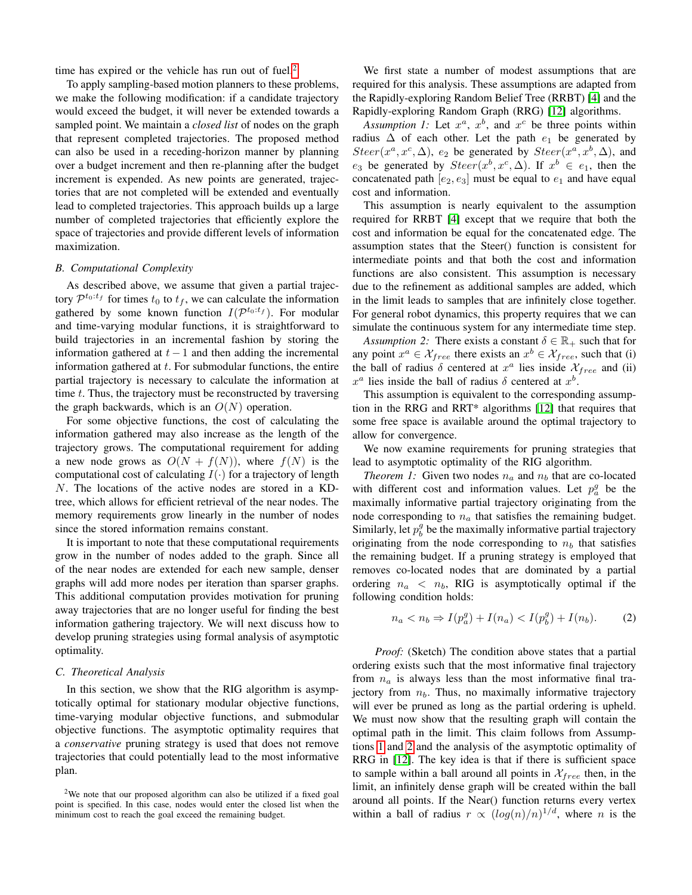time has expired or the vehicle has run out of fuel.[2]

To apply sampling-based motion planners to these problems, we make the following modification: if a candidate trajectory would exceed the budget, it will never be extended towards a sampled point. We maintain a *closed list* of nodes on the graph that represent completed trajectories. The proposed method can also be used in a receding-horizon manner by planning over a budget increment and then re-planning after the budget increment is expended. As new points are generated, trajectories that are not completed will be extended and eventually lead to completed trajectories. This approach builds up a large number of completed trajectories that efficiently explore the space of trajectories and provide different levels of information maximization.

### B. Computational Complexity

As described above, we assume that given a partial trajectory $\mathcal{P}^{t_0:t_f}$ for times $t_0$ to $t_f$, we can calculate the information gathered by some known function $I(\mathcal{P}^{t_0:t_f})$. For modular and time-varying modular functions, it is straightforward to build trajectories in an incremental fashion by storing the information gathered at $t-1$ and then adding the incremental information gathered at $t$. For submodular functions, the entire partial trajectory is necessary to calculate the information at time $t$. Thus, the trajectory must be reconstructed by traversing the graph backwards, which is an $O(N)$ operation.

For some objective functions, the cost of calculating the information gathered may also increase as the length of the trajectory grows. The computational requirement for adding a new node grows as $O(N + f(N))$, where $f(N)$ is the computational cost of calculating $I(\cdot)$ for a trajectory of length $N$. The locations of the active nodes are stored in a KD-tree, which allows for efficient retrieval of the near nodes. The memory requirements grow linearly in the number of nodes since the stored information remains constant.

It is important to note that these computational requirements grow in the number of nodes added to the graph. Since all of the near nodes are extended for each new sample, denser graphs will add more nodes per iteration than sparser graphs. This additional computation provides motivation for pruning away trajectories that are no longer useful for finding the best information gathering trajectory. We will next discuss how to develop pruning strategies using formal analysis of asymptotic optimality.

### C. Theoretical Analysis

In this section, we show that the RIG algorithm is asymptotically optimal for stationary modular objective functions, time-varying modular objective functions, and submodular objective functions. The asymptotic optimality requires that a *conservative* pruning strategy is used that does not remove trajectories that could potentially lead to the most informative plan.

We first state a number of modest assumptions that are required for this analysis. These assumptions are adapted from the Rapidly-exploring Random Belief Tree (RRBT) [4] and the Rapidly-exploring Random Graph (RRG) [12] algorithms.

*Assumption 1:* Let $x^a$, $x^b$, and $x^c$ be three points within radius $\Delta$ of each other. Let the path $e_1$ be generated by $Steer(x^a, x^c, \Delta)$, $e_2$ be generated by $Steer(x^a, x^b, \Delta)$, and $e_3$ be generated by $Steer(x^b, x^c, \Delta)$. If $x^b \in e_1$, then the concatenated path $[e_2, e_3]$ must be equal to $e_1$ and have equal cost and information.

This assumption is nearly equivalent to the assumption required for RRBT [4] except that we require that both the cost and information be equal for the concatenated edge. The assumption states that the Steer() function is consistent for intermediate points and that both the cost and information functions are also consistent. This assumption is necessary due to the refinement as additional samples are added, which in the limit leads to samples that are infinitely close together. For general robot dynamics, this property requires that we can simulate the continuous system for any intermediate time step.

*Assumption 2:* There exists a constant $\delta \in \mathbb{R}_+$ such that for any point $x^a \in \mathcal{X}_{free}$ there exists an $x^b \in \mathcal{X}_{free}$, such that (i) the ball of radius $\delta$ centered at $x^a$ lies inside $\mathcal{X}_{free}$ and (ii) $x^a$ lies inside the ball of radius $\delta$ centered at $x^b$.

This assumption is equivalent to the corresponding assumption in the RRG and RRT* algorithms [12] that requires that some free space is available around the optimal trajectory to allow for convergence.

We now examine requirements for pruning strategies that lead to asymptotic optimality of the RIG algorithm.

*Theorem 1:* Given two nodes $n_a$ and $n_b$ that are co-located with different cost and information values. Let $p_a^g$ be the maximally informative partial trajectory originating from the node corresponding to $n_a$ that satisfies the remaining budget. Similarly, let $p_b^g$ be the maximally informative partial trajectory originating from the node corresponding to $n_b$ that satisfies the remaining budget. If a pruning strategy is employed that removes co-located nodes that are dominated by a partial ordering $n_a < n_b$, RIG is asymptotically optimal if the following condition holds:

$$n_a < n_b \Rightarrow I(p_a^g) + I(n_a) < I(p_b^g) + I(n_b). \tag{2}$$

*Proof:* (Sketch) The condition above states that a partial ordering exists such that the most informative final trajectory from $n_a$ is always less than the most informative final trajectory from $n_b$. Thus, no maximally informative trajectory will ever be pruned as long as the partial ordering is upheld. We must now show that the resulting graph will contain the optimal path in the limit. This claim follows from Assumptions 1 and 2 and the analysis of the asymptotic optimality of RRG in [12]. The key idea is that if there is sufficient space to sample within a ball around all points in $\mathcal{X}_{free}$ then, in the limit, an infinitely dense graph will be created within the ball around all points. If the Near() function returns every vertex within a ball of radius $r \propto (log(n)/n)^{1/d}$, where $n$ is the

[2]We note that our proposed algorithm can also be utilized if a fixed goal point is specified. In this case, nodes would enter the closed list when the minimum cost to reach the goal exceed the remaining budget.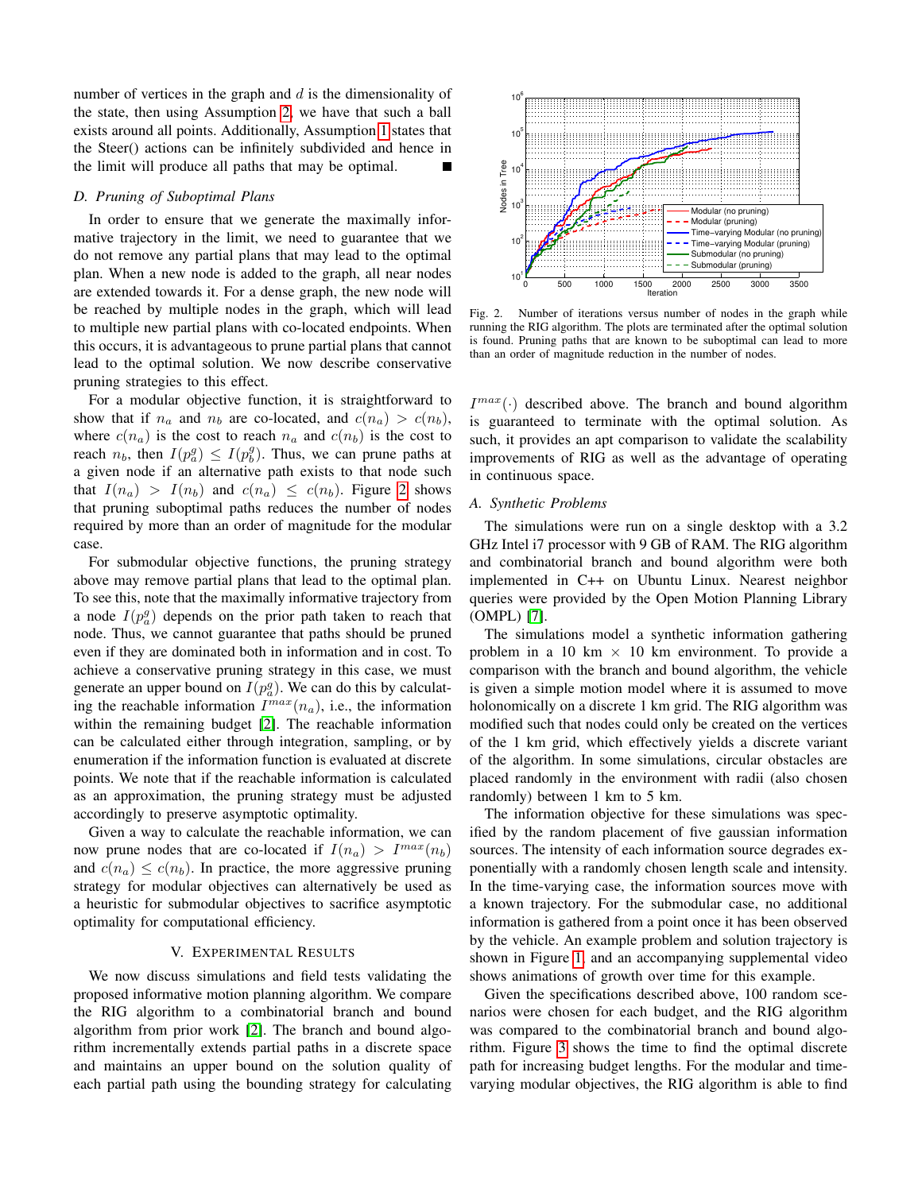number of vertices in the graph and $d$ is the dimensionality of the state, then using Assumption 2, we have that such a ball exists around all points. Additionally, Assumption 1 states that the Steer() actions can be infinitely subdivided and hence in the limit will produce all paths that may be optimal. ∎

### D. Pruning of Suboptimal Plans

In order to ensure that we generate the maximally informative trajectory in the limit, we need to guarantee that we do not remove any partial plans that may lead to the optimal plan. When a new node is added to the graph, all near nodes are extended towards it. For a dense graph, the new node will be reached by multiple nodes in the graph, which will lead to multiple new partial plans with co-located endpoints. When this occurs, it is advantageous to prune partial plans that cannot lead to the optimal solution. We now describe conservative pruning strategies to this effect.

For a modular objective function, it is straightforward to show that if $n_a$ and $n_b$ are co-located, and $c(n_a) > c(n_b)$, where $c(n_a)$ is the cost to reach $n_a$ and $c(n_b)$ is the cost to reach $n_b$, then $I(p_a^g) \leq I(p_b^g)$. Thus, we can prune paths at a given node if an alternative path exists to that node such that $I(n_a) > I(n_b)$ and $c(n_a) \leq c(n_b)$. Figure 2 shows that pruning suboptimal paths reduces the number of nodes required by more than an order of magnitude for the modular case.

For submodular objective functions, the pruning strategy above may remove partial plans that lead to the optimal plan. To see this, note that the maximally informative trajectory from a node $I(p_a^g)$ depends on the prior path taken to reach that node. Thus, we cannot guarantee that paths should be pruned even if they are dominated both in information and in cost. To achieve a conservative pruning strategy in this case, we must generate an upper bound on $I(p_a^g)$. We can do this by calculating the reachable information $I^{max}(n_a)$, i.e., the information within the remaining budget [2]. The reachable information can be calculated either through integration, sampling, or by enumeration if the information function is evaluated at discrete points. We note that if the reachable information is calculated as an approximation, the pruning strategy must be adjusted accordingly to preserve asymptotic optimality.

Given a way to calculate the reachable information, we can now prune nodes that are co-located if $I(n_a) > I^{max}(n_b)$ and $c(n_a) \leq c(n_b)$. In practice, the more aggressive pruning strategy for modular objectives can alternatively be used as a heuristic for submodular objectives to sacrifice asymptotic optimality for computational efficiency.

## V. Experimental Results

We now discuss simulations and field tests validating the proposed informative motion planning algorithm. We compare the RIG algorithm to a combinatorial branch and bound algorithm from prior work [2]. The branch and bound algorithm incrementally extends partial paths in a discrete space and maintains an upper bound on the solution quality of each partial path using the bounding strategy for calculating $I^{max}(\cdot)$ described above. The branch and bound algorithm is guaranteed to terminate with the optimal solution. As such, it provides an apt comparison to validate the scalability improvements of RIG as well as the advantage of operating in continuous space.

Fig. 2. Number of iterations versus number of nodes in the graph while running the RIG algorithm. The plots are terminated after the optimal solution is found. Pruning paths that are known to be suboptimal can lead to more than an order of magnitude reduction in the number of nodes.

### A. Synthetic Problems

The simulations were run on a single desktop with a 3.2 GHz Intel i7 processor with 9 GB of RAM. The RIG algorithm and combinatorial branch and bound algorithm were both implemented in C++ on Ubuntu Linux. Nearest neighbor queries were provided by the Open Motion Planning Library (OMPL) [7].

The simulations model a synthetic information gathering problem in a 10 km × 10 km environment. To provide a comparison with the branch and bound algorithm, the vehicle is given a simple motion model where it is assumed to move holonomically on a discrete 1 km grid. The RIG algorithm was modified such that nodes could only be created on the vertices of the 1 km grid, which effectively yields a discrete variant of the algorithm. In some simulations, circular obstacles are placed randomly in the environment with radii (also chosen randomly) between 1 km to 5 km.

The information objective for these simulations was specified by the random placement of five gaussian information sources. The intensity of each information source degrades exponentially with a randomly chosen length scale and intensity. In the time-varying case, the information sources move with a known trajectory. For the submodular case, no additional information is gathered from a point once it has been observed by the vehicle. An example problem and solution trajectory is shown in Figure 1, and an accompanying supplemental video shows animations of growth over time for this example.

Given the specifications described above, 100 random scenarios were chosen for each budget, and the RIG algorithm was compared to the combinatorial branch and bound algorithm. Figure 3 shows the time to find the optimal discrete path for increasing budget lengths. For the modular and time-varying modular objectives, the RIG algorithm is able to find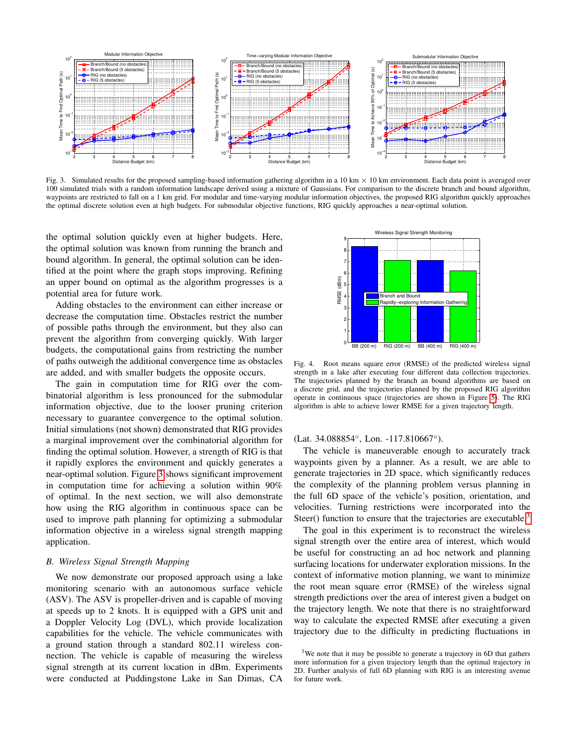Fig. 3. Simulated results for the proposed sampling-based information gathering algorithm in a 10 km × 10 km environment. Each data point is averaged over 100 simulated trials with a random information landscape derived using a mixture of Gaussians. For comparison to the discrete branch and bound algorithm, waypoints are restricted to fall on a 1 km grid. For modular and time-varying modular information objectives, the proposed RIG algorithm quickly approaches the optimal discrete solution even at high budgets. For submodular objective functions, RIG quickly approaches a near-optimal solution.

the optimal solution quickly even at higher budgets. Here, the optimal solution was known from running the branch and bound algorithm. In general, the optimal solution can be identified at the point where the graph stops improving. Refining an upper bound on optimal as the algorithm progresses is a potential area for future work.

Adding obstacles to the environment can either increase or decrease the computation time. Obstacles restrict the number of possible paths through the environment, but they also can prevent the algorithm from converging quickly. With larger budgets, the computational gains from restricting the number of paths outweigh the additional convergence time as obstacles are added, and with smaller budgets the opposite occurs.

The gain in computation time for RIG over the combinatorial algorithm is less pronounced for the submodular information objective, due to the looser pruning criterion necessary to guarantee convergence to the optimal solution. Initial simulations (not shown) demonstrated that RIG provides a marginal improvement over the combinatorial algorithm for finding the optimal solution. However, a strength of RIG is that it rapidly explores the environment and quickly generates a near-optimal solution. Figure 3 shows significant improvement in computation time for achieving a solution within 90% of optimal. In the next section, we will also demonstrate how using the RIG algorithm in continuous space can be used to improve path planning for optimizing a submodular information objective in a wireless signal strength mapping application.

### B. Wireless Signal Strength Mapping

We now demonstrate our proposed approach using a lake monitoring scenario with an autonomous surface vehicle (ASV). The ASV is propeller-driven and is capable of moving at speeds up to 2 knots. It is equipped with a GPS unit and a Doppler Velocity Log (DVL), which provide localization capabilities for the vehicle. The vehicle communicates with a ground station through a standard 802.11 wireless connection. The vehicle is capable of measuring the wireless signal strength at its current location in dBm. Experiments were conducted at Puddingstone Lake in San Dimas, CA (Lat. 34.088854°, Lon. -117.810667°).

Fig. 4. Root means square error (RMSE) of the predicted wireless signal strength in a lake after executing four different data collection trajectories. The trajectories planned by the branch an bound algorithms are based on a discrete grid, and the trajectories planned by the proposed RIG algorithm operate in continuous space (trajectories are shown in Figure 5). The RIG algorithm is able to achieve lower RMSE for a given trajectory length.

The vehicle is maneuverable enough to accurately track waypoints given by a planner. As a result, we are able to generate trajectories in 2D space, which significantly reduces the complexity of the planning problem versus planning in the full 6D space of the vehicle's position, orientation, and velocities. Turning restrictions were incorporated into the Steer() function to ensure that the trajectories are executable.[3]

The goal in this experiment is to reconstruct the wireless signal strength over the entire area of interest, which would be useful for constructing an ad hoc network and planning surfacing locations for underwater exploration missions. In the context of informative motion planning, we want to minimize the root mean square error (RMSE) of the wireless signal strength predictions over the area of interest given a budget on the trajectory length. We note that there is no straightforward way to calculate the expected RMSE after executing a given trajectory due to the difficulty in predicting fluctuations in

[3] We note that it may be possible to generate a trajectory in 6D that gathers more information for a given trajectory length than the optimal trajectory in 2D. Further analysis of full 6D planning with RIG is an interesting avenue for future work.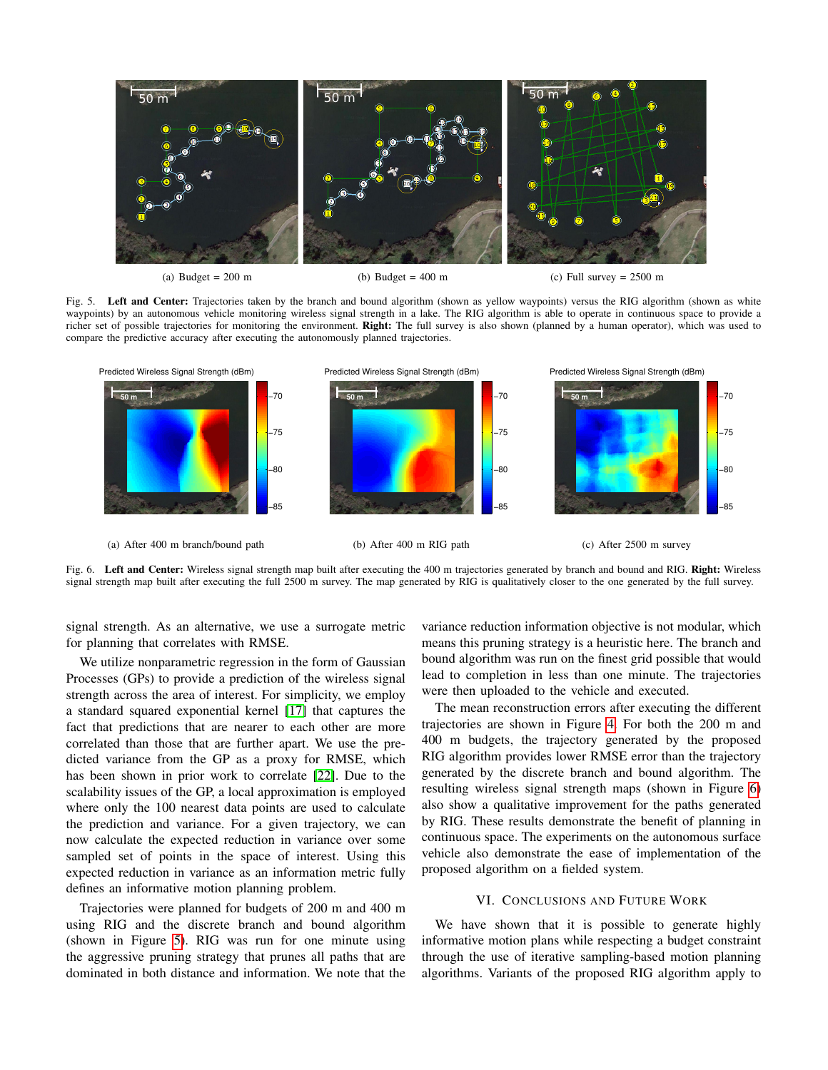(a) Budget = 200 m

(b) Budget = 400 m

(c) Full survey = 2500 m

Fig. 5. **Left and Center:** Trajectories taken by the branch and bound algorithm (shown as yellow waypoints) versus the RIG algorithm (shown as white waypoints) by an autonomous vehicle monitoring wireless signal strength in a lake. The RIG algorithm is able to operate in continuous space to provide a richer set of possible trajectories for monitoring the environment. **Right:** The full survey is also shown (planned by a human operator), which was used to compare the predictive accuracy after executing the autonomously planned trajectories.

(a) After 400 m branch/bound path

(b) After 400 m RIG path

(c) After 2500 m survey

Fig. 6. **Left and Center:** Wireless signal strength map built after executing the 400 m trajectories generated by branch and bound and RIG. **Right:** Wireless signal strength map built after executing the full 2500 m survey. The map generated by RIG is qualitatively closer to the one generated by the full survey.

signal strength. As an alternative, we use a surrogate metric for planning that correlates with RMSE.

We utilize nonparametric regression in the form of Gaussian Processes (GPs) to provide a prediction of the wireless signal strength across the area of interest. For simplicity, we employ a standard squared exponential kernel [17] that captures the fact that predictions that are nearer to each other are more correlated than those that are further apart. We use the predicted variance from the GP as a proxy for RMSE, which has been shown in prior work to correlate [22]. Due to the scalability issues of the GP, a local approximation is employed where only the 100 nearest data points are used to calculate the prediction and variance. For a given trajectory, we can now calculate the expected reduction in variance over some sampled set of points in the space of interest. Using this expected reduction in variance as an information metric fully defines an informative motion planning problem.

Trajectories were planned for budgets of 200 m and 400 m using RIG and the discrete branch and bound algorithm (shown in Figure 5). RIG was run for one minute using the aggressive pruning strategy that prunes all paths that are dominated in both distance and information. We note that the variance reduction information objective is not modular, which means this pruning strategy is a heuristic here. The branch and bound algorithm was run on the finest grid possible that would lead to completion in less than one minute. The trajectories were then uploaded to the vehicle and executed.

The mean reconstruction errors after executing the different trajectories are shown in Figure 4. For both the 200 m and 400 m budgets, the trajectory generated by the proposed RIG algorithm provides lower RMSE error than the trajectory generated by the discrete branch and bound algorithm. The resulting wireless signal strength maps (shown in Figure 6) also show a qualitative improvement for the paths generated by RIG. These results demonstrate the benefit of planning in continuous space. The experiments on the autonomous surface vehicle also demonstrate the ease of implementation of the proposed algorithm on a fielded system.

## VI. Conclusions and Future Work

We have shown that it is possible to generate highly informative motion plans while respecting a budget constraint through the use of iterative sampling-based motion planning algorithms. Variants of the proposed RIG algorithm apply to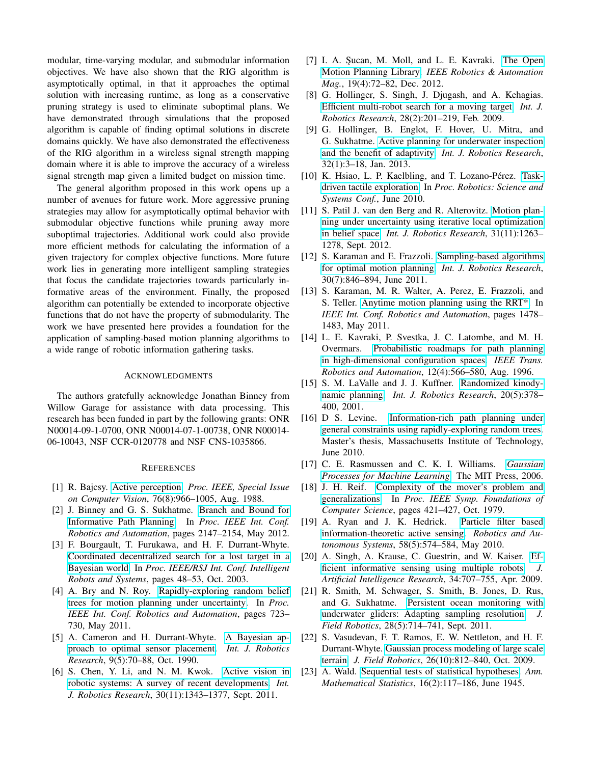modular, time-varying modular, and submodular information objectives. We have also shown that the RIG algorithm is asymptotically optimal, in that it approaches the optimal solution with increasing runtime, as long as a conservative pruning strategy is used to eliminate suboptimal plans. We have demonstrated through simulations that the proposed algorithm is capable of finding optimal solutions in discrete domains quickly. We have also demonstrated the effectiveness of the RIG algorithm in a wireless signal strength mapping domain where it is able to improve the accuracy of a wireless signal strength map given a limited budget on mission time.

The general algorithm proposed in this work opens up a number of avenues for future work. More aggressive pruning strategies may allow for asymptotically optimal behavior with submodular objective functions while pruning away more suboptimal trajectories. Additional work could also provide more efficient methods for calculating the information of a given trajectory for complex objective functions. More future work lies in generating more intelligent sampling strategies that focus the candidate trajectories towards particularly informative areas of the environment. Finally, the proposed algorithm can potentially be extended to incorporate objective functions that do not have the property of submodularity. The work we have presented here provides a foundation for the application of sampling-based motion planning algorithms to a wide range of robotic information gathering tasks.

## Acknowledgments

The authors gratefully acknowledge Jonathan Binney from Willow Garage for assistance with data processing. This research has been funded in part by the following grants: ONR N00014-09-1-0700, ONR N00014-07-1-00738, ONR N00014-06-10043, NSF CCR-0120778 and NSF CNS-1035866.

## References

[1] R. Bajcsy. Active perception. *Proc. IEEE, Special Issue on Computer Vision*, 76(8):966–1005, Aug. 1988.

[2] J. Binney and G. S. Sukhatme. Branch and Bound for Informative Path Planning. In *Proc. IEEE Int. Conf. Robotics and Automation*, pages 2147–2154, May 2012.

[3] F. Bourgault, T. Furukawa, and H. F. Durrant-Whyte. Coordinated decentralized search for a lost target in a Bayesian world. In *Proc. IEEE/RSJ Int. Conf. Intelligent Robots and Systems*, pages 48–53, Oct. 2003.

[4] A. Bry and N. Roy. Rapidly-exploring random belief trees for motion planning under uncertainty. In *Proc. IEEE Int. Conf. Robotics and Automation*, pages 723–730, May 2011.

[5] A. Cameron and H. Durrant-Whyte. A Bayesian approach to optimal sensor placement. *Int. J. Robotics Research*, 9(5):70–88, Oct. 1990.

[6] S. Chen, Y. Li, and N. M. Kwok. Active vision in robotic systems: A survey of recent developments. *Int. J. Robotics Research*, 30(11):1343–1377, Sept. 2011.

[7] I. A. Şucan, M. Moll, and L. E. Kavraki. The Open Motion Planning Library. *IEEE Robotics & Automation Mag.*, 19(4):72–82, Dec. 2012.

[8] G. Hollinger, S. Singh, J. Djugash, and A. Kehagias. Efficient multi-robot search for a moving target. *Int. J. Robotics Research*, 28(2):201–219, Feb. 2009.

[9] G. Hollinger, B. Englot, F. Hover, U. Mitra, and G. Sukhatme. Active planning for underwater inspection and the benefit of adaptivity. *Int. J. Robotics Research*, 32(1):3–18, Jan. 2013.

[10] K. Hsiao, L. P. Kaelbling, and T. Lozano-Pérez. Task-driven tactile exploration. In *Proc. Robotics: Science and Systems Conf.*, June 2010.

[11] S. Patil J. van den Berg and R. Alterovitz. Motion planning under uncertainty using iterative local optimization in belief space. *Int. J. Robotics Research*, 31(11):1263–1278, Sept. 2012.

[12] S. Karaman and E. Frazzoli. Sampling-based algorithms for optimal motion planning. *Int. J. Robotics Research*, 30(7):846–894, June 2011.

[13] S. Karaman, M. R. Walter, A. Perez, E. Frazzoli, and S. Teller. Anytime motion planning using the RRT*. In *IEEE Int. Conf. Robotics and Automation*, pages 1478–1483, May 2011.

[14] L. E. Kavraki, P. Svestka, J. C. Latombe, and M. H. Overmars. Probabilistic roadmaps for path planning in high-dimensional configuration spaces. *IEEE Trans. Robotics and Automation*, 12(4):566–580, Aug. 1996.

[15] S. M. LaValle and J. J. Kuffner. Randomized kinodynamic planning. *Int. J. Robotics Research*, 20(5):378–400, 2001.

[16] D S. Levine. Information-rich path planning under general constraints using rapidly-exploring random trees. Master's thesis, Massachusetts Institute of Technology, June 2010.

[17] C. E. Rasmussen and C. K. I. Williams. *Gaussian Processes for Machine Learning*. The MIT Press, 2006.

[18] J. H. Reif. Complexity of the mover's problem and generalizations. In *Proc. IEEE Symp. Foundations of Computer Science*, pages 421–427, Oct. 1979.

[19] A. Ryan and J. K. Hedrick. Particle filter based information-theoretic active sensing. *Robotics and Autonomous Systems*, 58(5):574–584, May 2010.

[20] A. Singh, A. Krause, C. Guestrin, and W. Kaiser. Efficient informative sensing using multiple robots. *J. Artificial Intelligence Research*, 34:707–755, Apr. 2009.

[21] R. Smith, M. Schwager, S. Smith, B. Jones, D. Rus, and G. Sukhatme. Persistent ocean monitoring with underwater gliders: Adapting sampling resolution. *J. Field Robotics*, 28(5):714–741, Sept. 2011.

[22] S. Vasudevan, F. T. Ramos, E. W. Nettleton, and H. F. Durrant-Whyte. Gaussian process modeling of large scale terrain. *J. Field Robotics*, 26(10):812–840, Oct. 2009.

[23] A. Wald. Sequential tests of statistical hypotheses. *Ann. Mathematical Statistics*, 16(2):117–186, June 1945.